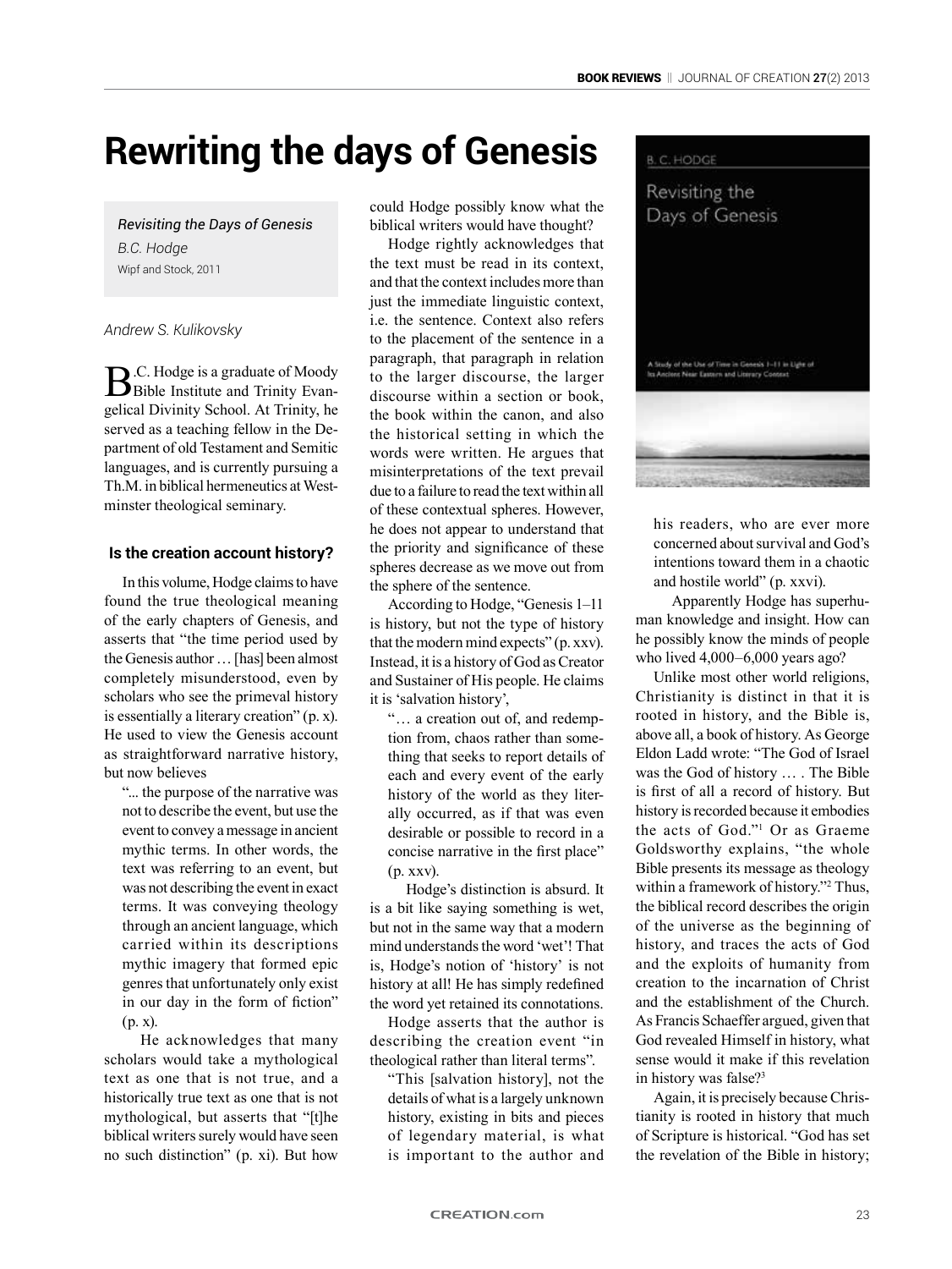# Rewriting the days of Genesis

*Revisiting the Days of Genesis*
*B.C. Hodge*
Wipf and Stock, 2011

*Andrew S. Kulikovsky*

B.C. Hodge is a graduate of Moody Bible Institute and Trinity Evangelical Divinity School. At Trinity, he served as a teaching fellow in the Department of old Testament and Semitic languages, and is currently pursuing a Th.M. in biblical hermeneutics at Westminster theological seminary.

### Is the creation account history?

In this volume, Hodge claims to have found the true theological meaning of the early chapters of Genesis, and asserts that "the time period used by the Genesis author … [has] been almost completely misunderstood, even by scholars who see the primeval history is essentially a literary creation" (p. x). He used to view the Genesis account as straightforward narrative history, but now believes

> "... the purpose of the narrative was not to describe the event, but use the event to convey a message in ancient mythic terms. In other words, the text was referring to an event, but was not describing the event in exact terms. It was conveying theology through an ancient language, which carried within its descriptions mythic imagery that formed epic genres that unfortunately only exist in our day in the form of fiction" (p. x).

He acknowledges that many scholars would take a mythological text as one that is not true, and a historically true text as one that is not mythological, but asserts that "[t]he biblical writers surely would have seen no such distinction" (p. xi). But how could Hodge possibly know what the biblical writers would have thought?

Hodge rightly acknowledges that the text must be read in its context, and that the context includes more than just the immediate linguistic context, i.e. the sentence. Context also refers to the placement of the sentence in a paragraph, that paragraph in relation to the larger discourse, the larger discourse within a section or book, the book within the canon, and also the historical setting in which the words were written. He argues that misinterpretations of the text prevail due to a failure to read the text within all of these contextual spheres. However, he does not appear to understand that the priority and significance of these spheres decrease as we move out from the sphere of the sentence.

According to Hodge, "Genesis 1–11 is history, but not the type of history that the modern mind expects" (p. xxv). Instead, it is a history of God as Creator and Sustainer of His people. He claims it is 'salvation history',

> "… a creation out of, and redemption from, chaos rather than something that seeks to report details of each and every event of the early history of the world as they literally occurred, as if that was even desirable or possible to record in a concise narrative in the first place" (p. xxv).

Hodge's distinction is absurd. It is a bit like saying something is wet, but not in the same way that a modern mind understands the word 'wet'! That is, Hodge's notion of 'history' is not history at all! He has simply redefined the word yet retained its connotations.

Hodge asserts that the author is describing the creation event "in theological rather than literal terms".

> "This [salvation history], not the details of what is a largely unknown history, existing in bits and pieces of legendary material, is what is important to the author and his readers, who are ever more concerned about survival and God's intentions toward them in a chaotic and hostile world" (p. xxvi).

Apparently Hodge has superhuman knowledge and insight. How can he possibly know the minds of people who lived 4,000–6,000 years ago?

Unlike most other world religions, Christianity is distinct in that it is rooted in history, and the Bible is, above all, a book of history. As George Eldon Ladd wrote: "The God of Israel was the God of history … . The Bible is first of all a record of history. But history is recorded because it embodies the acts of God."[1] Or as Graeme Goldsworthy explains, "the whole Bible presents its message as theology within a framework of history."[2] Thus, the biblical record describes the origin of the universe as the beginning of history, and traces the acts of God and the exploits of humanity from creation to the incarnation of Christ and the establishment of the Church. As Francis Schaeffer argued, given that God revealed Himself in history, what sense would it make if this revelation in history was false?[3]

Again, it is precisely because Christianity is rooted in history that much of Scripture is historical. "God has set the revelation of the Bible in history;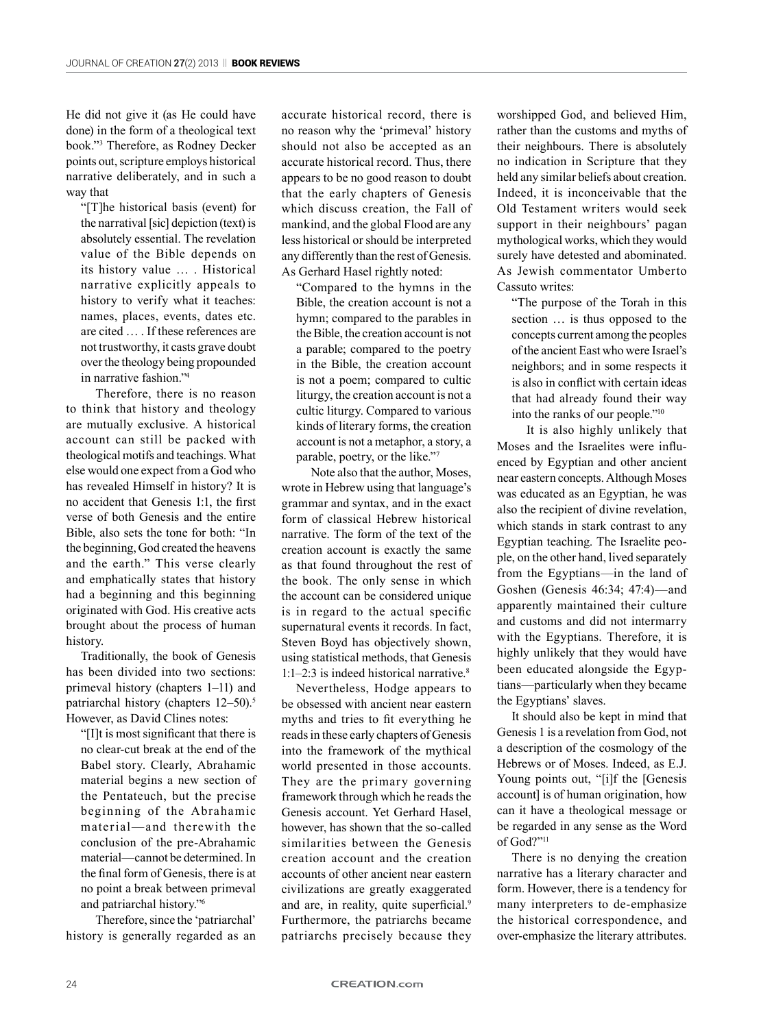He did not give it (as He could have done) in the form of a theological text book."[3] Therefore, as Rodney Decker points out, scripture employs historical narrative deliberately, and in such a way that

> "[T]he historical basis (event) for the narratival [sic] depiction (text) is absolutely essential. The revelation value of the Bible depends on its history value … . Historical narrative explicitly appeals to history to verify what it teaches: names, places, events, dates etc. are cited … . If these references are not trustworthy, it casts grave doubt over the theology being propounded in narrative fashion."[4]

Therefore, there is no reason to think that history and theology are mutually exclusive. A historical account can still be packed with theological motifs and teachings. What else would one expect from a God who has revealed Himself in history? It is no accident that Genesis 1:1, the first verse of both Genesis and the entire Bible, also sets the tone for both: "In the beginning, God created the heavens and the earth." This verse clearly and emphatically states that history had a beginning and this beginning originated with God. His creative acts brought about the process of human history.

Traditionally, the book of Genesis has been divided into two sections: primeval history (chapters 1–11) and patriarchal history (chapters 12–50).[5] However, as David Clines notes:

> "[I]t is most significant that there is no clear-cut break at the end of the Babel story. Clearly, Abrahamic material begins a new section of the Pentateuch, but the precise beginning of the Abrahamic material—and therewith the conclusion of the pre-Abrahamic material—cannot be determined. In the final form of Genesis, there is at no point a break between primeval and patriarchal history."[6]

Therefore, since the 'patriarchal' history is generally regarded as an accurate historical record, there is no reason why the 'primeval' history should not also be accepted as an accurate historical record. Thus, there appears to be no good reason to doubt that the early chapters of Genesis which discuss creation, the Fall of mankind, and the global Flood are any less historical or should be interpreted any differently than the rest of Genesis. As Gerhard Hasel rightly noted:

> "Compared to the hymns in the Bible, the creation account is not a hymn; compared to the parables in the Bible, the creation account is not a parable; compared to the poetry in the Bible, the creation account is not a poem; compared to cultic liturgy, the creation account is not a cultic liturgy. Compared to various kinds of literary forms, the creation account is not a metaphor, a story, a parable, poetry, or the like."[7]

Note also that the author, Moses, wrote in Hebrew using that language's grammar and syntax, and in the exact form of classical Hebrew historical narrative. The form of the text of the creation account is exactly the same as that found throughout the rest of the book. The only sense in which the account can be considered unique is in regard to the actual specific supernatural events it records. In fact, Steven Boyd has objectively shown, using statistical methods, that Genesis 1:1–2:3 is indeed historical narrative.[8]

Nevertheless, Hodge appears to be obsessed with ancient near eastern myths and tries to fit everything he reads in these early chapters of Genesis into the framework of the mythical world presented in those accounts. They are the primary governing framework through which he reads the Genesis account. Yet Gerhard Hasel, however, has shown that the so-called similarities between the Genesis creation account and the creation accounts of other ancient near eastern civilizations are greatly exaggerated and are, in reality, quite superficial.[9] Furthermore, the patriarchs became patriarchs precisely because they worshipped God, and believed Him, rather than the customs and myths of their neighbours. There is absolutely no indication in Scripture that they held any similar beliefs about creation. Indeed, it is inconceivable that the Old Testament writers would seek support in their neighbours' pagan mythological works, which they would surely have detested and abominated. As Jewish commentator Umberto Cassuto writes:

> "The purpose of the Torah in this section … is thus opposed to the concepts current among the peoples of the ancient East who were Israel's neighbors; and in some respects it is also in conflict with certain ideas that had already found their way into the ranks of our people."[10]

It is also highly unlikely that Moses and the Israelites were influenced by Egyptian and other ancient near eastern concepts. Although Moses was educated as an Egyptian, he was also the recipient of divine revelation, which stands in stark contrast to any Egyptian teaching. The Israelite people, on the other hand, lived separately from the Egyptians—in the land of Goshen (Genesis 46:34; 47:4)—and apparently maintained their culture and customs and did not intermarry with the Egyptians. Therefore, it is highly unlikely that they would have been educated alongside the Egyptians—particularly when they became the Egyptians' slaves.

It should also be kept in mind that Genesis 1 is a revelation from God, not a description of the cosmology of the Hebrews or of Moses. Indeed, as E.J. Young points out, "[i]f the [Genesis account] is of human origination, how can it have a theological message or be regarded in any sense as the Word of God?"[11]

There is no denying the creation narrative has a literary character and form. However, there is a tendency for many interpreters to de-emphasize the historical correspondence, and over-emphasize the literary attributes.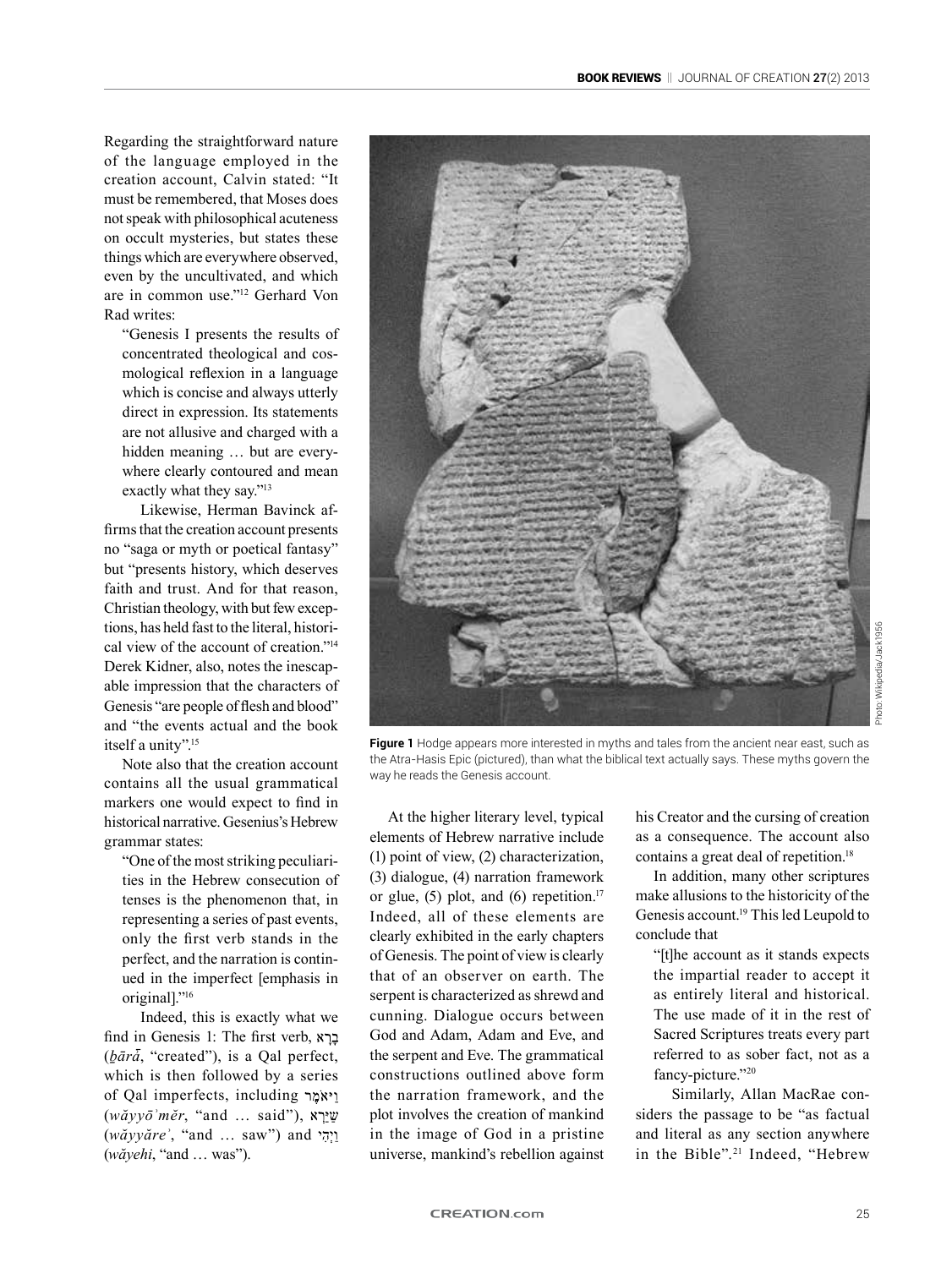Regarding the straightforward nature of the language employed in the creation account, Calvin stated: "It must be remembered, that Moses does not speak with philosophical acuteness on occult mysteries, but states these things which are everywhere observed, even by the uncultivated, and which are in common use."[12] Gerhard Von Rad writes:

> "Genesis I presents the results of concentrated theological and cosmological reflexion in a language which is concise and always utterly direct in expression. Its statements are not allusive and charged with a hidden meaning … but are everywhere clearly contoured and mean exactly what they say."[13]

Likewise, Herman Bavinck affirms that the creation account presents no "saga or myth or poetical fantasy" but "presents history, which deserves faith and trust. And for that reason, Christian theology, with but few exceptions, has held fast to the literal, historical view of the account of creation."[14] Derek Kidner, also, notes the inescapable impression that the characters of Genesis "are people of flesh and blood" and "the events actual and the book itself a unity".[15]

Note also that the creation account contains all the usual grammatical markers one would expect to find in historical narrative. Gesenius's Hebrew grammar states:

> "One of the most striking peculiarities in the Hebrew consecution of tenses is the phenomenon that, in representing a series of past events, *only the first verb stands in the perfect*, and the narration is continued in the imperfect [emphasis in original]."[16]

Indeed, this is exactly what we find in Genesis 1: The first verb, בָּרָא (*ḇārā̆*, "created"), is a Qal perfect, which is then followed by a series of Qal imperfects, including וַיֹּאמֶר (*wăyyō'mĕr*, "and … said"), שֵׁיַּרְא (*wăyyăre'*, "and … saw") and וַיְהִי (*wăyehi*, "and … was").

Photo: Wikipedia/Jack1956

**Figure 1** Hodge appears more interested in myths and tales from the ancient near east, such as the Atra-Hasis Epic (pictured), than what the biblical text actually says. These myths govern the way he reads the Genesis account.

At the higher literary level, typical elements of Hebrew narrative include (1) point of view, (2) characterization, (3) dialogue, (4) narration framework or glue, (5) plot, and (6) repetition.[17] Indeed, all of these elements are clearly exhibited in the early chapters of Genesis. The point of view is clearly that of an observer on earth. The serpent is characterized as shrewd and cunning. Dialogue occurs between God and Adam, Adam and Eve, and the serpent and Eve. The grammatical constructions outlined above form the narration framework, and the plot involves the creation of mankind in the image of God in a pristine universe, mankind's rebellion against his Creator and the cursing of creation as a consequence. The account also contains a great deal of repetition.[18]

In addition, many other scriptures make allusions to the historicity of the Genesis account.[19] This led Leupold to conclude that

> "[t]he account as it stands expects the impartial reader to accept it as entirely literal and historical. The use made of it in the rest of Sacred Scriptures treats every part referred to as sober fact, not as a fancy-picture."[20]

Similarly, Allan MacRae considers the passage to be "as factual and literal as any section anywhere in the Bible".[21] Indeed, "Hebrew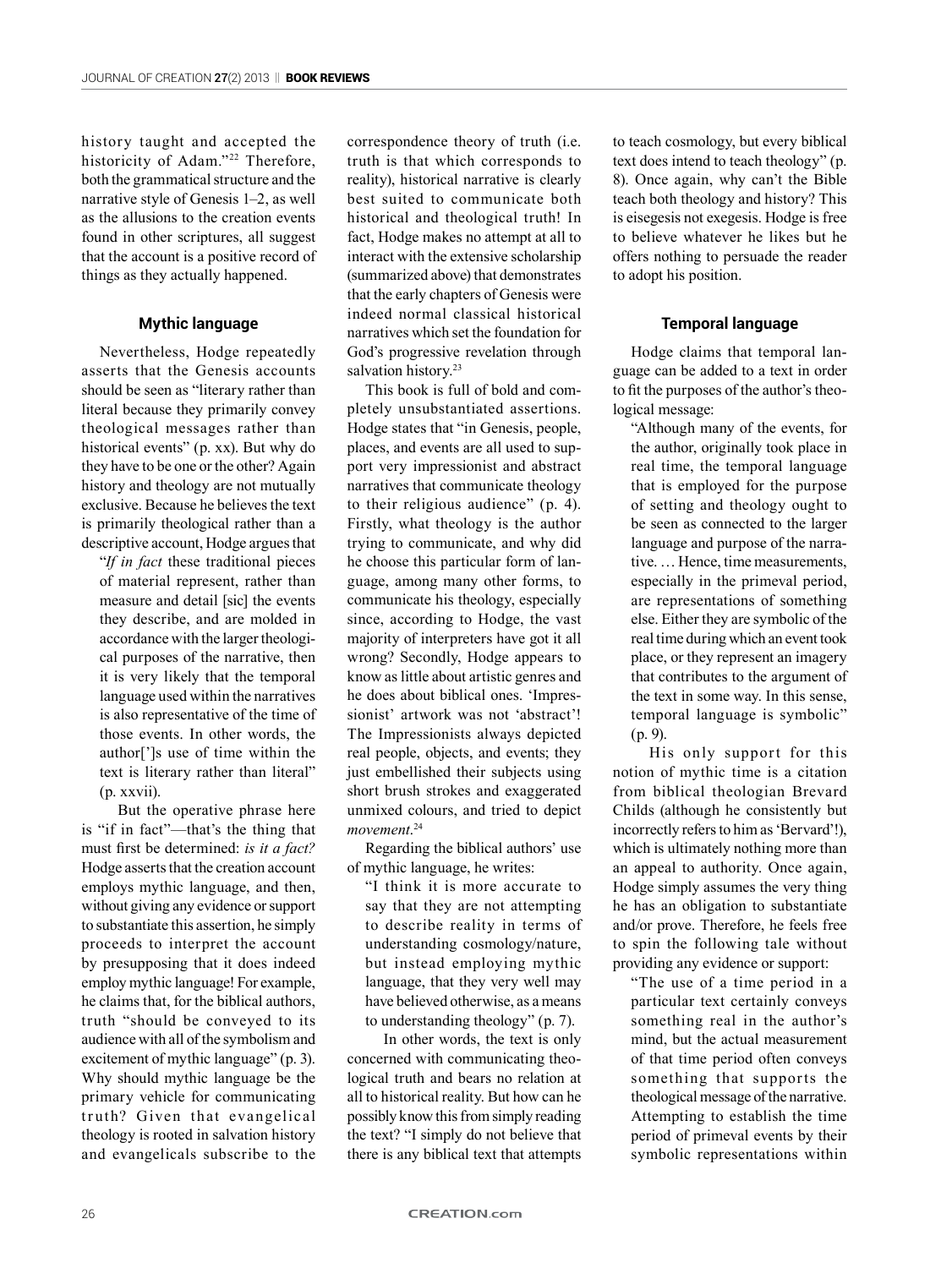history taught and accepted the historicity of Adam."[22] Therefore, both the grammatical structure and the narrative style of Genesis 1–2, as well as the allusions to the creation events found in other scriptures, all suggest that the account is a positive record of things as they actually happened.

### Mythic language

Nevertheless, Hodge repeatedly asserts that the Genesis accounts should be seen as "literary rather than literal because they primarily convey theological messages rather than historical events" (p. xx). But why do they have to be one or the other? Again history and theology are not mutually exclusive. Because he believes the text is primarily theological rather than a descriptive account, Hodge argues that

> "*If in fact* these traditional pieces of material represent, rather than measure and detail [sic] the events they describe, and are molded in accordance with the larger theological purposes of the narrative, then it is very likely that the temporal language used within the narratives is also representative of the time of those events. In other words, the author[']s use of time within the text is literary rather than literal" (p. xxvii).

But the operative phrase here is "if in fact"—that's the thing that must first be determined: *is it a fact?* Hodge asserts that the creation account employs mythic language, and then, without giving any evidence or support to substantiate this assertion, he simply proceeds to interpret the account by presupposing that it does indeed employ mythic language! For example, he claims that, for the biblical authors, truth "should be conveyed to its audience with all of the symbolism and excitement of mythic language" (p. 3). Why should mythic language be the primary vehicle for communicating truth? Given that evangelical theology is rooted in salvation history and evangelicals subscribe to the correspondence theory of truth (i.e. truth is that which corresponds to reality), historical narrative is clearly best suited to communicate both historical and theological truth! In fact, Hodge makes no attempt at all to interact with the extensive scholarship (summarized above) that demonstrates that the early chapters of Genesis were indeed normal classical historical narratives which set the foundation for God's progressive revelation through salvation history.[23]

This book is full of bold and completely unsubstantiated assertions. Hodge states that "in Genesis, people, places, and events are all used to support very impressionist and abstract narratives that communicate theology to their religious audience" (p. 4). Firstly, what theology is the author trying to communicate, and why did he choose this particular form of language, among many other forms, to communicate his theology, especially since, according to Hodge, the vast majority of interpreters have got it all wrong? Secondly, Hodge appears to know as little about artistic genres and he does about biblical ones. 'Impressionist' artwork was not 'abstract'! The Impressionists always depicted real people, objects, and events; they just embellished their subjects using short brush strokes and exaggerated unmixed colours, and tried to depict *movement*.[24]

Regarding the biblical authors' use of mythic language, he writes:

> "I think it is more accurate to say that they are not attempting to describe reality in terms of understanding cosmology/nature, but instead employing mythic language, that they very well may have believed otherwise, as a means to understanding theology" (p. 7).

In other words, the text is only concerned with communicating theological truth and bears no relation at all to historical reality. But how can he possibly know this from simply reading the text? "I simply do not believe that there is any biblical text that attempts to teach cosmology, but every biblical text does intend to teach theology" (p. 8). Once again, why can't the Bible teach both theology and history? This is eisegesis not exegesis. Hodge is free to believe whatever he likes but he offers nothing to persuade the reader to adopt his position.

### Temporal language

Hodge claims that temporal language can be added to a text in order to fit the purposes of the author's theological message:

> "Although many of the events, for the author, originally took place in real time, the temporal language that is employed for the purpose of setting and theology ought to be seen as connected to the larger language and purpose of the narrative. … Hence, time measurements, especially in the primeval period, are representations of something else. Either they are symbolic of the real time during which an event took place, or they represent an imagery that contributes to the argument of the text in some way. In this sense, temporal language is symbolic" (p. 9).

His only support for this notion of mythic time is a citation from biblical theologian Brevard Childs (although he consistently but incorrectly refers to him as 'Bervard'!), which is ultimately nothing more than an appeal to authority. Once again, Hodge simply assumes the very thing he has an obligation to substantiate and/or prove. Therefore, he feels free to spin the following tale without providing any evidence or support:

> "The use of a time period in a particular text certainly conveys something real in the author's mind, but the actual measurement of that time period often conveys something that supports the theological message of the narrative. Attempting to establish the time period of primeval events by their symbolic representations within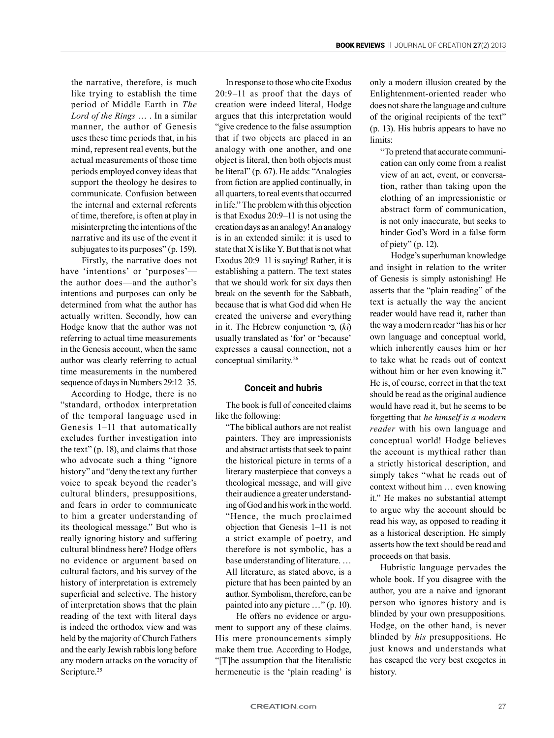the narrative, therefore, is much like trying to establish the time period of Middle Earth in *The Lord of the Rings* … . In a similar manner, the author of Genesis uses these time periods that, in his mind, represent real events, but the actual measurements of those time periods employed convey ideas that support the theology he desires to communicate. Confusion between the internal and external referents of time, therefore, is often at play in misinterpreting the intentions of the narrative and its use of the event it subjugates to its purposes" (p. 159).

> Firstly, the narrative does not have 'intentions' or 'purposes'—the author does—and the author's intentions and purposes can only be determined from what the author has actually written. Secondly, how can Hodge know that the author was not referring to actual time measurements in the Genesis account, when the same author was clearly referring to actual time measurements in the numbered sequence of days in Numbers 29:12–35.

According to Hodge, there is no "standard, orthodox interpretation of the temporal language used in Genesis 1–11 that automatically excludes further investigation into the text" (p. 18), and claims that those who advocate such a thing "ignore history" and "deny the text any further voice to speak beyond the reader's cultural blinders, presuppositions, and fears in order to communicate to him a greater understanding of its theological message." But who is really ignoring history and suffering cultural blindness here? Hodge offers no evidence or argument based on cultural factors, and his survey of the history of interpretation is extremely superficial and selective. The history of interpretation shows that the plain reading of the text with literal days is indeed the orthodox view and was held by the majority of Church Fathers and the early Jewish rabbis long before any modern attacks on the voracity of Scripture.[25]

In response to those who cite Exodus 20:9–11 as proof that the days of creation were indeed literal, Hodge argues that this interpretation would "give credence to the false assumption that if two objects are placed in an analogy with one another, and one object is literal, then both objects must be literal" (p. 67). He adds: "Analogies from fiction are applied continually, in all quarters, to real events that occurred in life." The problem with this objection is that Exodus 20:9–11 is not using the creation days as an analogy! An analogy is in an extended simile: it is used to state that X is like Y. But that is not what Exodus 20:9–11 is saying! Rather, it is establishing a pattern. The text states that we should work for six days then break on the seventh for the Sabbath, because that is what God did when He created the universe and everything in it. The Hebrew conjunction כִּי, (*ki*) usually translated as 'for' or 'because' expresses a causal connection, not a conceptual similarity.[26]

### Conceit and hubris

The book is full of conceited claims like the following:

> "The biblical authors are not realist painters. They are impressionists and abstract artists that seek to paint the historical picture in terms of a literary masterpiece that conveys a theological message, and will give their audience a greater understanding of God and his work in the world. "Hence, the much proclaimed objection that Genesis 1–11 is not a strict example of poetry, and therefore is not symbolic, has a base understanding of literature. … All literature, as stated above, is a picture that has been painted by an author. Symbolism, therefore, can be painted into any picture …" (p. 10).

He offers no evidence or argument to support any of these claims. His mere pronouncements simply make them true. According to Hodge, "[T]he assumption that the literalistic hermeneutic is the 'plain reading' is only a modern illusion created by the Enlightenment-oriented reader who does not share the language and culture of the original recipients of the text" (p. 13). His hubris appears to have no limits:

> "To pretend that accurate communication can only come from a realist view of an act, event, or conversation, rather than taking upon the clothing of an impressionistic or abstract form of communication, is not only inaccurate, but seeks to hinder God's Word in a false form of piety" (p. 12).

Hodge's superhuman knowledge and insight in relation to the writer of Genesis is simply astonishing! He asserts that the "plain reading" of the text is actually the way the ancient reader would have read it, rather than the way a modern reader "has his or her own language and conceptual world, which inherently causes him or her to take what he reads out of context without him or her even knowing it." He is, of course, correct in that the text should be read as the original audience would have read it, but he seems to be forgetting that *he himself is a modern reader* with his own language and conceptual world! Hodge believes the account is mythical rather than a strictly historical description, and simply takes "what he reads out of context without him … even knowing it." He makes no substantial attempt to argue why the account should be read his way, as opposed to reading it as a historical description. He simply asserts how the text should be read and proceeds on that basis.

Hubristic language pervades the whole book. If you disagree with the author, you are a naive and ignorant person who ignores history and is blinded by your own presuppositions. Hodge, on the other hand, is never blinded by *his* presuppositions. He just knows and understands what has escaped the very best exegetes in history.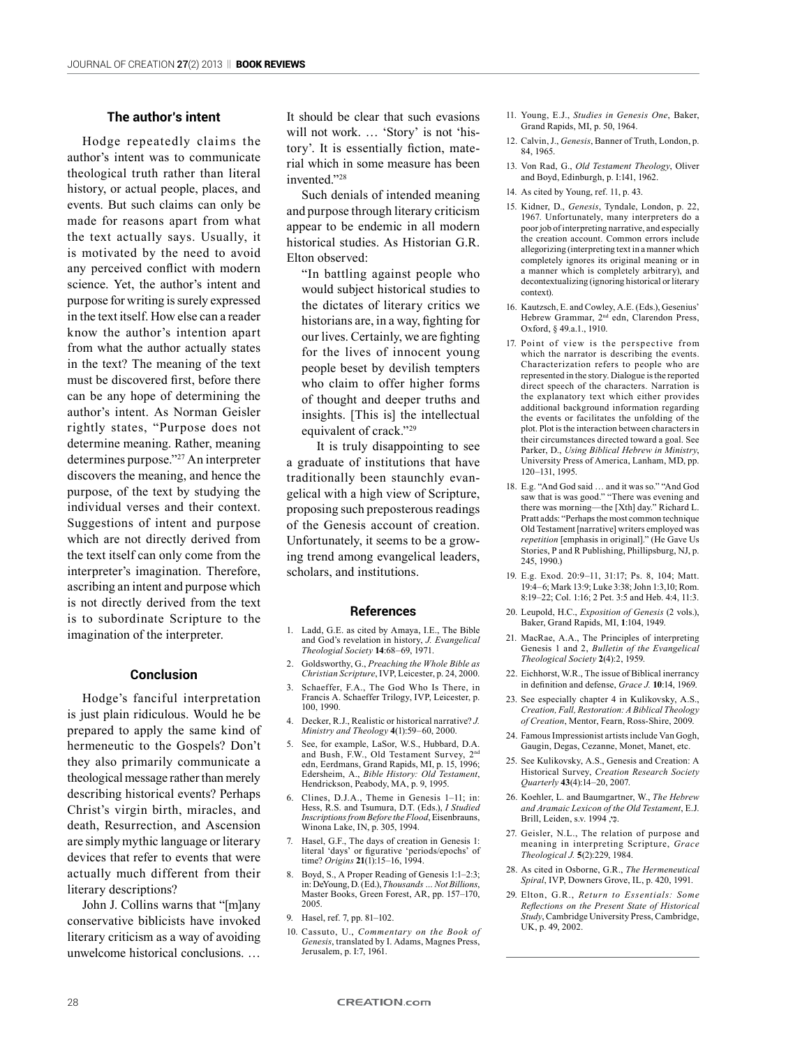### The author's intent

Hodge repeatedly claims the author's intent was to communicate theological truth rather than literal history, or actual people, places, and events. But such claims can only be made for reasons apart from what the text actually says. Usually, it is motivated by the need to avoid any perceived conflict with modern science. Yet, the author's intent and purpose for writing is surely expressed in the text itself. How else can a reader know the author's intention apart from what the author actually states in the text? The meaning of the text must be discovered first, before there can be any hope of determining the author's intent. As Norman Geisler rightly states, "Purpose does not determine meaning. Rather, meaning determines purpose."[27] An interpreter discovers the meaning, and hence the purpose, of the text by studying the individual verses and their context. Suggestions of intent and purpose which are not directly derived from the text itself can only come from the interpreter's imagination. Therefore, ascribing an intent and purpose which is not directly derived from the text is to subordinate Scripture to the imagination of the interpreter.

### Conclusion

Hodge's fanciful interpretation is just plain ridiculous. Would he be prepared to apply the same kind of hermeneutic to the Gospels? Don't they also primarily communicate a theological message rather than merely describing historical events? Perhaps Christ's virgin birth, miracles, and death, Resurrection, and Ascension are simply mythic language or literary devices that refer to events that were actually much different from their literary descriptions?

John J. Collins warns that "[m]any conservative biblicists have invoked literary criticism as a way of avoiding unwelcome historical conclusions. … It should be clear that such evasions will not work. … 'Story' is not 'history'. It is essentially fiction, material which in some measure has been invented."[28]

Such denials of intended meaning and purpose through literary criticism appear to be endemic in all modern historical studies. As Historian G.R. Elton observed:

> "In battling against people who would subject historical studies to the dictates of literary critics we historians are, in a way, fighting for our lives. Certainly, we are fighting for the lives of innocent young people beset by devilish tempters who claim to offer higher forms of thought and deeper truths and insights. [This is] the intellectual equivalent of crack."[29]

It is truly disappointing to see a graduate of institutions that have traditionally been staunchly evangelical with a high view of Scripture, proposing such preposterous readings of the Genesis account of creation. Unfortunately, it seems to be a growing trend among evangelical leaders, scholars, and institutions.

### References

1. Ladd, G.E. as cited by Amaya, I.E., The Bible and God's revelation in history, *J. Evangelical Theologial Society* **14**:68–69, 1971.
2. Goldsworthy, G., *Preaching the Whole Bible as Christian Scripture*, IVP, Leicester, p. 24, 2000.
3. Schaeffer, F.A., The God Who Is There, in Francis A. Schaeffer Trilogy, IVP, Leicester, p. 100, 1990.
4. Decker, R.J., Realistic or historical narrative? *J. Ministry and Theology* **4**(1):59–60, 2000.
5. See, for example, LaSor, W.S., Hubbard, D.A. and Bush, F.W., Old Testament Survey, 2nd edn, Eerdmans, Grand Rapids, MI, p. 15, 1996; Edersheim, A., *Bible History: Old Testament*, Hendrickson, Peabody, MA, p. 9, 1995.
6. Clines, D.J.A., Theme in Genesis 1–11; in: Hess, R.S. and Tsumura, D.T. (Eds.), *I Studied Inscriptions from Before the Flood*, Eisenbrauns, Winona Lake, IN, p. 305, 1994.
7. Hasel, G.F., The days of creation in Genesis 1: literal 'days' or figurative 'periods/epochs' of time? *Origins* **21**(1):15–16, 1994.
8. Boyd, S., A Proper Reading of Genesis 1:1–2:3; in: DeYoung, D. (Ed.), *Thousands … Not Billions*, Master Books, Green Forest, AR, pp. 157–170, 2005.
9. Hasel, ref. 7, pp. 81–102.
10. Cassuto, U., *Commentary on the Book of Genesis*, translated by I. Adams, Magnes Press, Jerusalem, p. I:7, 1961.
11. Young, E.J., *Studies in Genesis One*, Baker, Grand Rapids, MI, p. 50, 1964.
12. Calvin, J., *Genesis*, Banner of Truth, London, p. 84, 1965.
13. Von Rad, G., *Old Testament Theology*, Oliver and Boyd, Edinburgh, p. I:141, 1962.
14. As cited by Young, ref. 11, p. 43.
15. Kidner, D., *Genesis*, Tyndale, London, p. 22, 1967. Unfortunately, many interpreters do a poor job of interpreting narrative, and especially the creation account. Common errors include allegorizing (interpreting text in a manner which completely ignores its original meaning or in a manner which is completely arbitrary), and decontextualizing (ignoring historical or literary context).
16. Kautzsch, E. and Cowley, A.E. (Eds.), Gesenius' Hebrew Grammar, 2nd edn, Clarendon Press, Oxford, § 49.a.1., 1910.
17. Point of view is the perspective from which the narrator is describing the events. Characterization refers to people who are represented in the story. Dialogue is the reported direct speech of the characters. Narration is the explanatory text which either provides additional background information regarding the events or facilitates the unfolding of the plot. Plot is the interaction between characters in their circumstances directed toward a goal. See Parker, D., *Using Biblical Hebrew in Ministry*, University Press of America, Lanham, MD, pp. 120–131, 1995.
18. E.g. "And God said … and it was so." "And God saw that is was good." "There was evening and there was morning—the [Xth] day." Richard L. Pratt adds: "Perhaps the most common technique Old Testament [narrative] writers employed was *repetition* [emphasis in original]." (He Gave Us Stories, P and R Publishing, Phillipsburg, NJ, p. 245, 1990.)
19. E.g. Exod. 20:9–11, 31:17; Ps. 8, 104; Matt. 19:4–6; Mark 13:9; Luke 3:38; John 1:3,10; Rom. 8:19–22; Col. 1:16; 2 Pet. 3:5 and Heb. 4:4, 11:3.
20. Leupold, H.C., *Exposition of Genesis* (2 vols.), Baker, Grand Rapids, MI, **1**:104, 1949.
21. MacRae, A.A., The Principles of interpreting Genesis 1 and 2, *Bulletin of the Evangelical Theological Society* **2**(4):2, 1959.
22. Eichhorst, W.R., The issue of Biblical inerrancy in definition and defense, *Grace J.* **10**:14, 1969.
23. See especially chapter 4 in Kulikovsky, A.S., *Creation, Fall, Restoration: A Biblical Theology of Creation*, Mentor, Fearn, Ross-Shire, 2009.
24. Famous Impressionist artists include Van Gogh, Gaugin, Degas, Cezanne, Monet, Manet, etc.
25. See Kulikovsky, A.S., Genesis and Creation: A Historical Survey, *Creation Research Society Quarterly* **43**(4):14–20, 2007.
26. Koehler, L. and Baumgartner, W., *The Hebrew and Aramaic Lexicon of the Old Testament*, E.J. Brill, Leiden, s.v. יוֹם, 1994.
27. Geisler, N.L., The relation of purpose and meaning in interpreting Scripture, *Grace Theological J.* **5**(2):229, 1984.
28. As cited in Osborne, G.R., *The Hermeneutical Spiral*, IVP, Downers Grove, IL, p. 420, 1991.
29. Elton, G.R., *Return to Essentials: Some Reflections on the Present State of Historical Study*, Cambridge University Press, Cambridge, UK, p. 49, 2002.